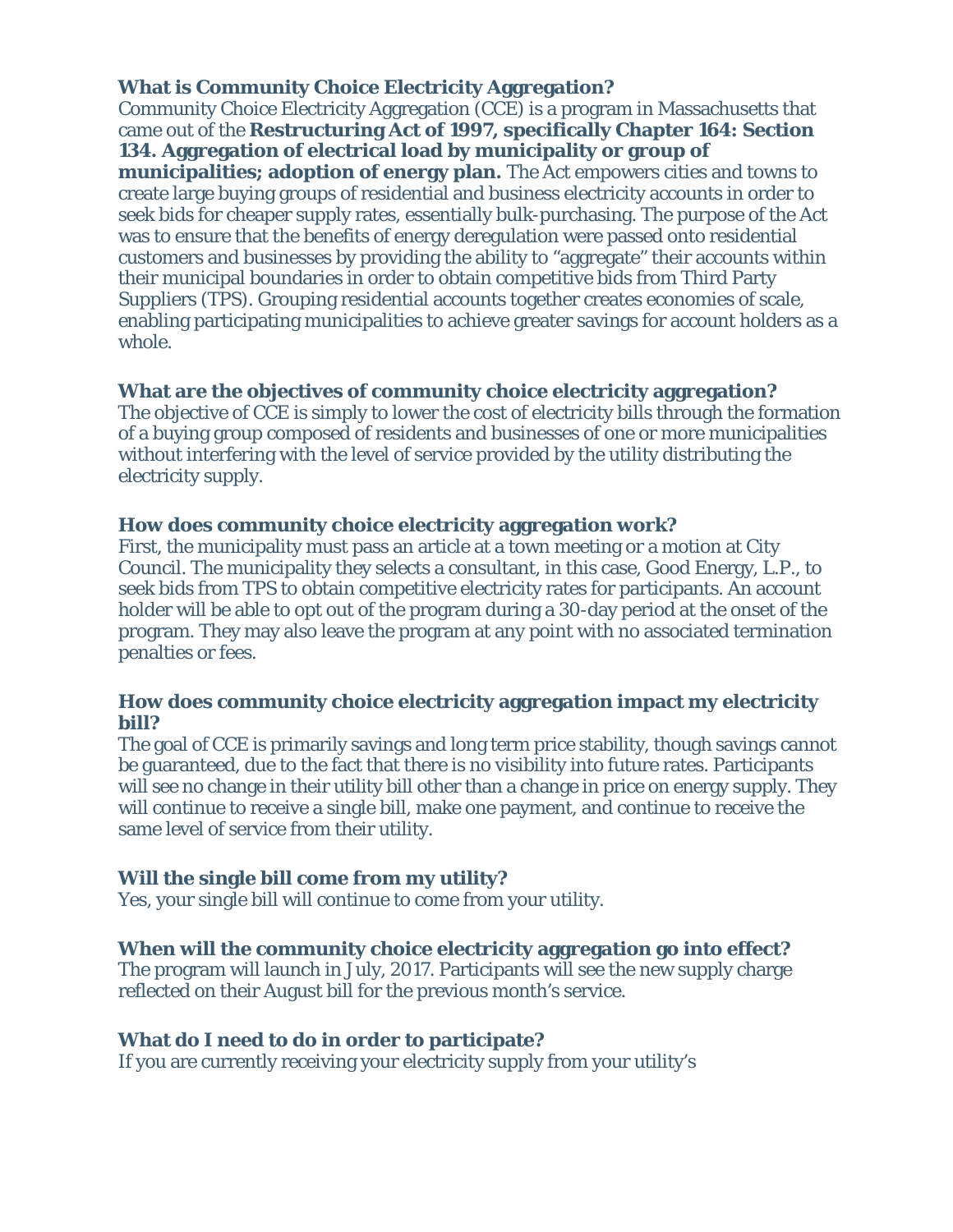### What is Community Choice Electricity Aggregation?

Community Choice Electricity Aggregation (CCE) is a program in Massachusetts that came out of the **Restructuring Act of 1997, specifically Chapter 164: Section 134. Aggregation of electrical load by municipality or group of municipalities; adoption of energy plan.** The Act empowers cities and towns to create large buying groups of residential and business electricity accounts in order to seek bids for cheaper supply rates, essentially bulk-purchasing. The purpose of the Act was to ensure that the benefits of energy deregulation were passed onto residential customers and businesses by providing the ability to "aggregate" their accounts within their municipal boundaries in order to obtain competitive bids from Third Party Suppliers (TPS). Grouping residential accounts together creates economies of scale, enabling participating municipalities to achieve greater savings for account holders as a whole.

### What are the objectives of community choice electricity aggregation?

The objective of CCE is simply to lower the cost of electricity bills through the formation of a buying group composed of residents and businesses of one or more municipalities without interfering with the level of service provided by the utility distributing the electricity supply.

### How does community choice electricity aggregation work?

First, the municipality must pass an article at a town meeting or a motion at City Council. The municipality they selects a consultant, in this case, Good Energy, L.P., to seek bids from TPS to obtain competitive electricity rates for participants. An account holder will be able to opt out of the program during a 30-day period at the onset of the program. They may also leave the program at any point with no associated termination penalties or fees.

### How does community choice electricity aggregation impact my electricity bill?

The goal of CCE is primarily savings and long term price stability, though savings cannot be guaranteed, due to the fact that there is no visibility into future rates. Participants will see no change in their utility bill other than a change in price on energy supply. They will continue to receive a single bill, make one payment, and continue to receive the same level of service from their utility.

### Will the single bill come from my utility?

Yes, your single bill will continue to come from your utility.

### When will the community choice electricity aggregation go into effect?

The program will launch in July, 2017. Participants will see the new supply charge reflected on their August bill for the previous month's service.

### What do I need to do in order to participate?

If you are currently receiving your electricity supply from your utility's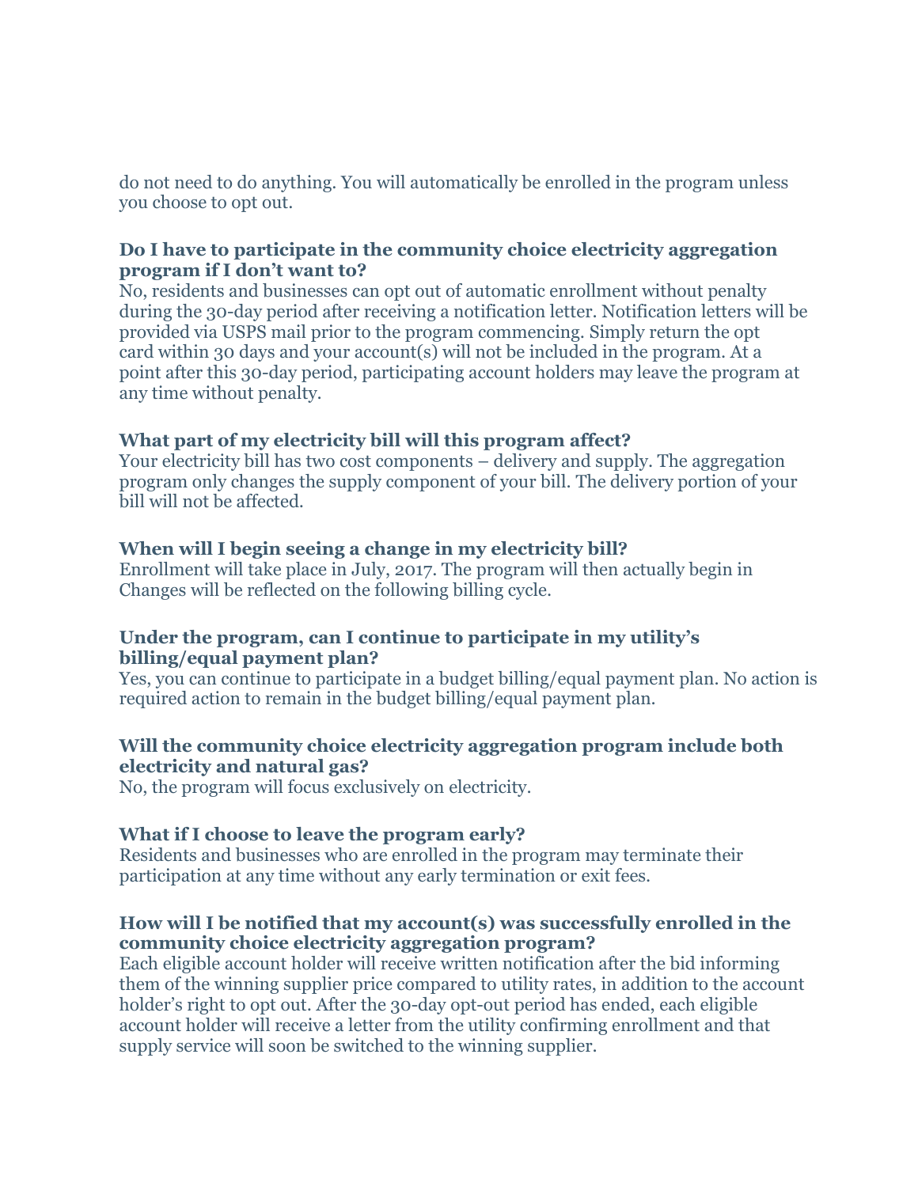do not need to do anything. You will automatically be enrolled in the program unless you choose to opt out.

**Do I have to participate in the community choice electricity aggregation program if I don't want to?**

No, residents and businesses can opt out of automatic enrollment without penalty during the 30-day period after receiving a notification letter. Notification letters will be provided via USPS mail prior to the program commencing. Simply return the opt card within 30 days and your account(s) will not be included in the program. At a point after this 30-day period, participating account holders may leave the program at any time without penalty.

**What part of my electricity bill will this program affect?**

Your electricity bill has two cost components – delivery and supply. The aggregation program only changes the supply component of your bill. The delivery portion of your bill will not be affected.

**When will I begin seeing a change in my electricity bill?**

Enrollment will take place in July, 2017. The program will then actually begin in Changes will be reflected on the following billing cycle.

**Under the program, can I continue to participate in my utility's billing/equal payment plan?**

Yes, you can continue to participate in a budget billing/equal payment plan. No action is required action to remain in the budget billing/equal payment plan.

**Will the community choice electricity aggregation program include both electricity and natural gas?**

No, the program will focus exclusively on electricity.

**What if I choose to leave the program early?**

Residents and businesses who are enrolled in the program may terminate their participation at any time without any early termination or exit fees.

**How will I be notified that my account(s) was successfully enrolled in the community choice electricity aggregation program?**

Each eligible account holder will receive written notification after the bid informing them of the winning supplier price compared to utility rates, in addition to the account holder's right to opt out. After the 30-day opt-out period has ended, each eligible account holder will receive a letter from the utility confirming enrollment and that supply service will soon be switched to the winning supplier.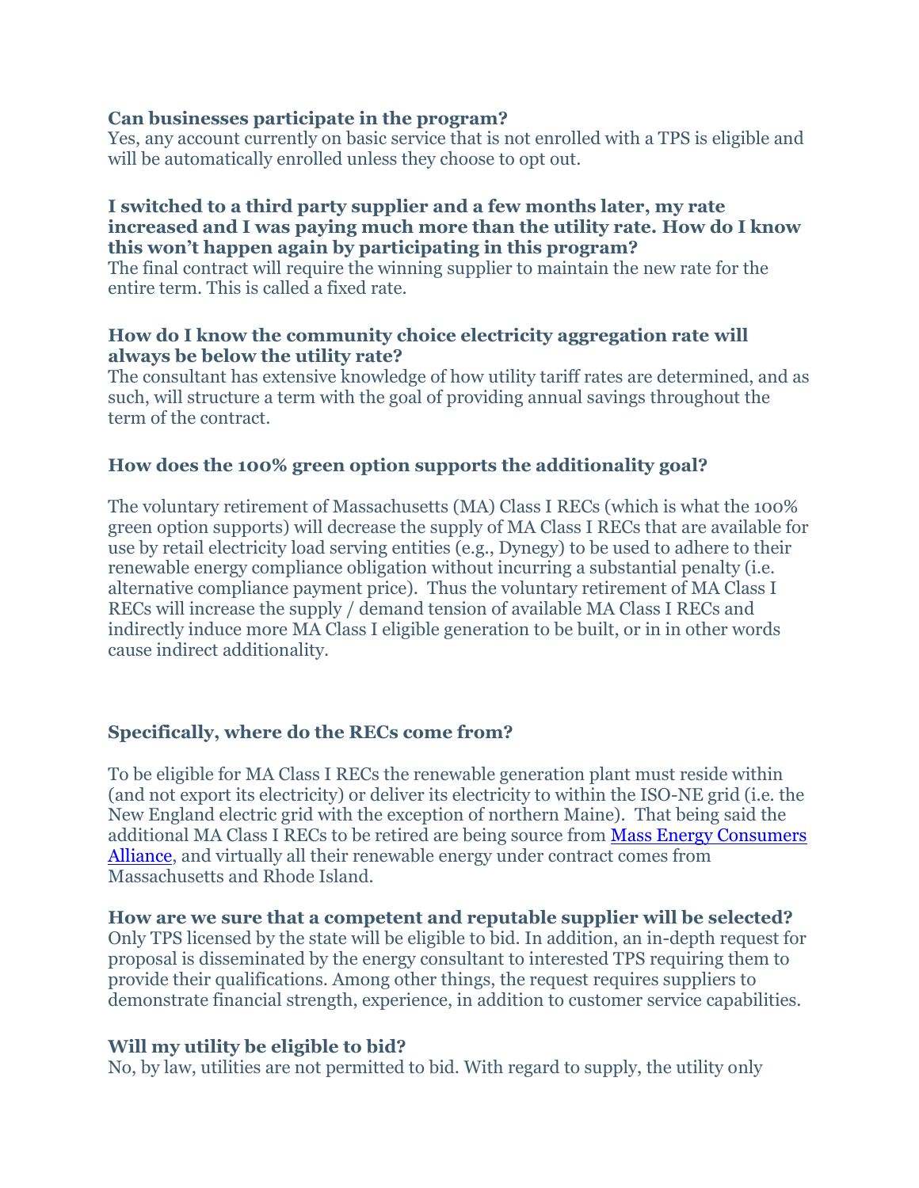**Can businesses participate in the program?**
Yes, any account currently on basic service that is not enrolled with a TPS is eligible and will be automatically enrolled unless they choose to opt out.

**I switched to a third party supplier and a few months later, my rate increased and I was paying much more than the utility rate. How do I know this won't happen again by participating in this program?**
The final contract will require the winning supplier to maintain the new rate for the entire term. This is called a fixed rate.

**How do I know the community choice electricity aggregation rate will always be below the utility rate?**
The consultant has extensive knowledge of how utility tariff rates are determined, and as such, will structure a term with the goal of providing annual savings throughout the term of the contract.

**How does the 100% green option supports the additionality goal?**

The voluntary retirement of Massachusetts (MA) Class I RECs (which is what the 100% green option supports) will decrease the supply of MA Class I RECs that are available for use by retail electricity load serving entities (e.g., Dynegy) to be used to adhere to their renewable energy compliance obligation without incurring a substantial penalty (i.e. alternative compliance payment price). Thus the voluntary retirement of MA Class I RECs will increase the supply / demand tension of available MA Class I RECs and indirectly induce more MA Class I eligible generation to be built, or in in other words cause indirect additionality.

**Specifically, where do the RECs come from?**

To be eligible for MA Class I RECs the renewable generation plant must reside within (and not export its electricity) or deliver its electricity to within the ISO-NE grid (i.e. the New England electric grid with the exception of northern Maine). That being said the additional MA Class I RECs to be retired are being source from Mass Energy Consumers Alliance, and virtually all their renewable energy under contract comes from Massachusetts and Rhode Island.

**How are we sure that a competent and reputable supplier will be selected?**
Only TPS licensed by the state will be eligible to bid. In addition, an in-depth request for proposal is disseminated by the energy consultant to interested TPS requiring them to provide their qualifications. Among other things, the request requires suppliers to demonstrate financial strength, experience, in addition to customer service capabilities.

**Will my utility be eligible to bid?**
No, by law, utilities are not permitted to bid. With regard to supply, the utility only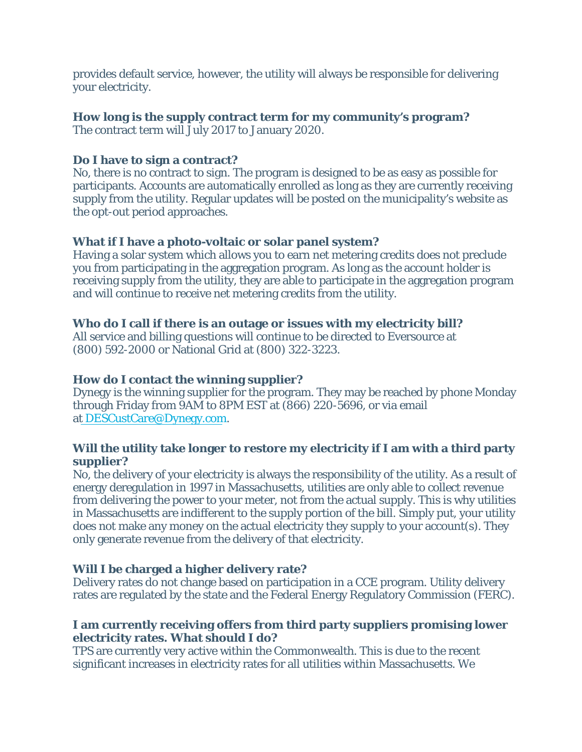provides default service, however, the utility will always be responsible for delivering your electricity.

**How long is the supply contract term for my community's program?**
The contract term will July 2017 to January 2020.

**Do I have to sign a contract?**
No, there is no contract to sign. The program is designed to be as easy as possible for participants. Accounts are automatically enrolled as long as they are currently receiving supply from the utility. Regular updates will be posted on the municipality's website as the opt-out period approaches.

**What if I have a photo-voltaic or solar panel system?**
Having a solar system which allows you to earn net metering credits does not preclude you from participating in the aggregation program. As long as the account holder is receiving supply from the utility, they are able to participate in the aggregation program and will continue to receive net metering credits from the utility.

**Who do I call if there is an outage or issues with my electricity bill?**
All service and billing questions will continue to be directed to Eversource at (800) 592-2000 or National Grid at (800) 322-3223.

**How do I contact the winning supplier?**
Dynegy is the winning supplier for the program. They may be reached by phone Monday through Friday from 9AM to 8PM EST at (866) 220-5696, or via email at DESCustCare@Dynegy.com.

**Will the utility take longer to restore my electricity if I am with a third party supplier?**
No, the delivery of your electricity is always the responsibility of the utility. As a result of energy deregulation in 1997 in Massachusetts, utilities are only able to collect revenue from delivering the power to your meter, not from the actual supply. This is why utilities in Massachusetts are indifferent to the supply portion of the bill. Simply put, your utility does not make any money on the actual electricity they supply to your account(s). They only generate revenue from the delivery of that electricity.

**Will I be charged a higher delivery rate?**
Delivery rates do not change based on participation in a CCE program. Utility delivery rates are regulated by the state and the Federal Energy Regulatory Commission (FERC).

**I am currently receiving offers from third party suppliers promising lower electricity rates. What should I do?**
TPS are currently very active within the Commonwealth. This is due to the recent significant increases in electricity rates for all utilities within Massachusetts. We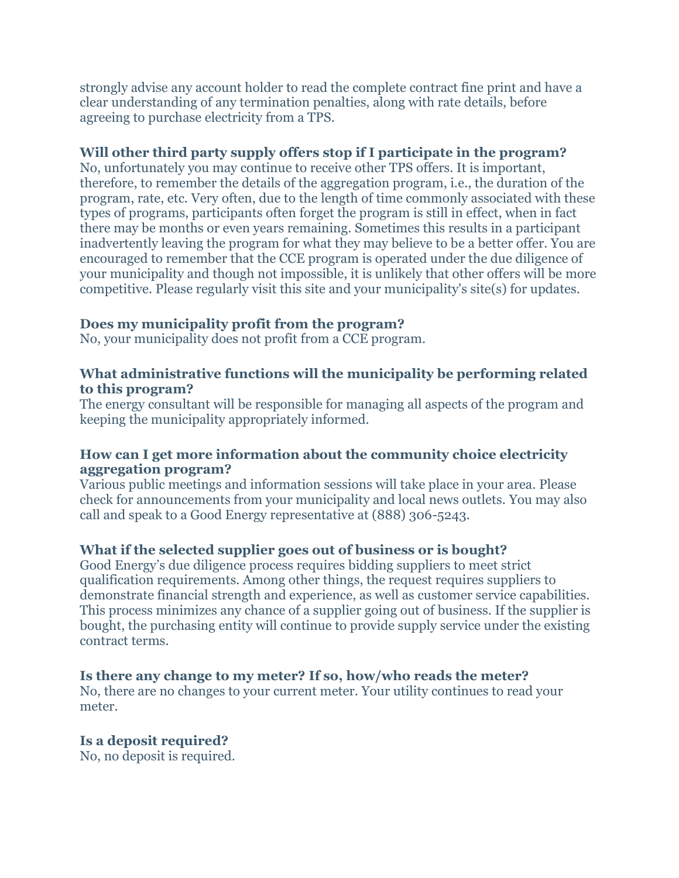strongly advise any account holder to read the complete contract fine print and have a clear understanding of any termination penalties, along with rate details, before agreeing to purchase electricity from a TPS.

### Will other third party supply offers stop if I participate in the program?

No, unfortunately you may continue to receive other TPS offers. It is important, therefore, to remember the details of the aggregation program, i.e., the duration of the program, rate, etc. Very often, due to the length of time commonly associated with these types of programs, participants often forget the program is still in effect, when in fact there may be months or even years remaining. Sometimes this results in a participant inadvertently leaving the program for what they may believe to be a better offer. You are encouraged to remember that the CCE program is operated under the due diligence of your municipality and though not impossible, it is unlikely that other offers will be more competitive. Please regularly visit this site and your municipality's site(s) for updates.

### Does my municipality profit from the program?

No, your municipality does not profit from a CCE program.

### What administrative functions will the municipality be performing related to this program?

The energy consultant will be responsible for managing all aspects of the program and keeping the municipality appropriately informed.

### How can I get more information about the community choice electricity aggregation program?

Various public meetings and information sessions will take place in your area. Please check for announcements from your municipality and local news outlets. You may also call and speak to a Good Energy representative at (888) 306-5243.

### What if the selected supplier goes out of business or is bought?

Good Energy's due diligence process requires bidding suppliers to meet strict qualification requirements. Among other things, the request requires suppliers to demonstrate financial strength and experience, as well as customer service capabilities. This process minimizes any chance of a supplier going out of business. If the supplier is bought, the purchasing entity will continue to provide supply service under the existing contract terms.

### Is there any change to my meter? If so, how/who reads the meter?

No, there are no changes to your current meter. Your utility continues to read your meter.

### Is a deposit required?

No, no deposit is required.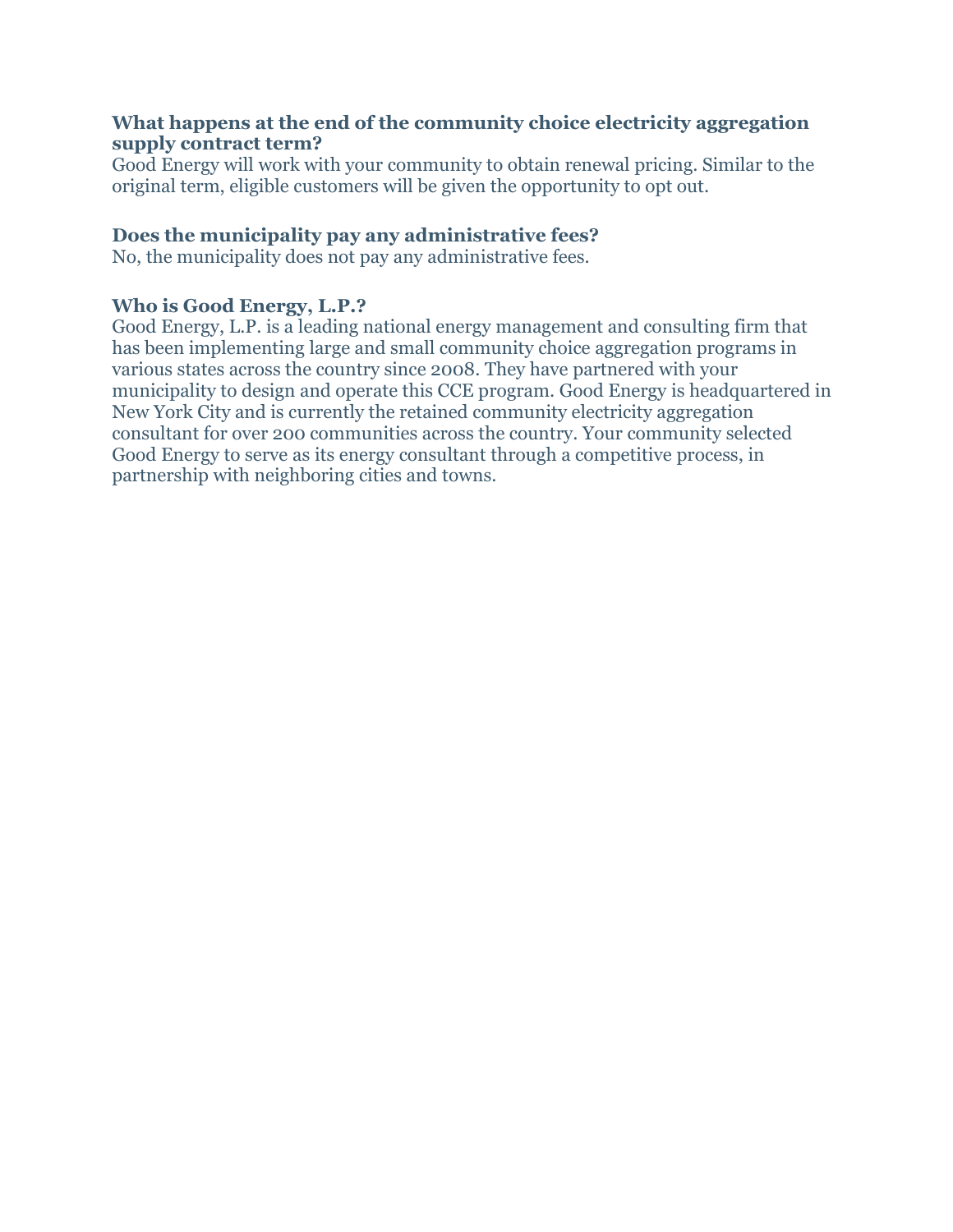**What happens at the end of the community choice electricity aggregation supply contract term?**

Good Energy will work with your community to obtain renewal pricing. Similar to the original term, eligible customers will be given the opportunity to opt out.

**Does the municipality pay any administrative fees?**

No, the municipality does not pay any administrative fees.

**Who is Good Energy, L.P.?**

Good Energy, L.P. is a leading national energy management and consulting firm that has been implementing large and small community choice aggregation programs in various states across the country since 2008. They have partnered with your municipality to design and operate this CCE program. Good Energy is headquartered in New York City and is currently the retained community electricity aggregation consultant for over 200 communities across the country. Your community selected Good Energy to serve as its energy consultant through a competitive process, in partnership with neighboring cities and towns.